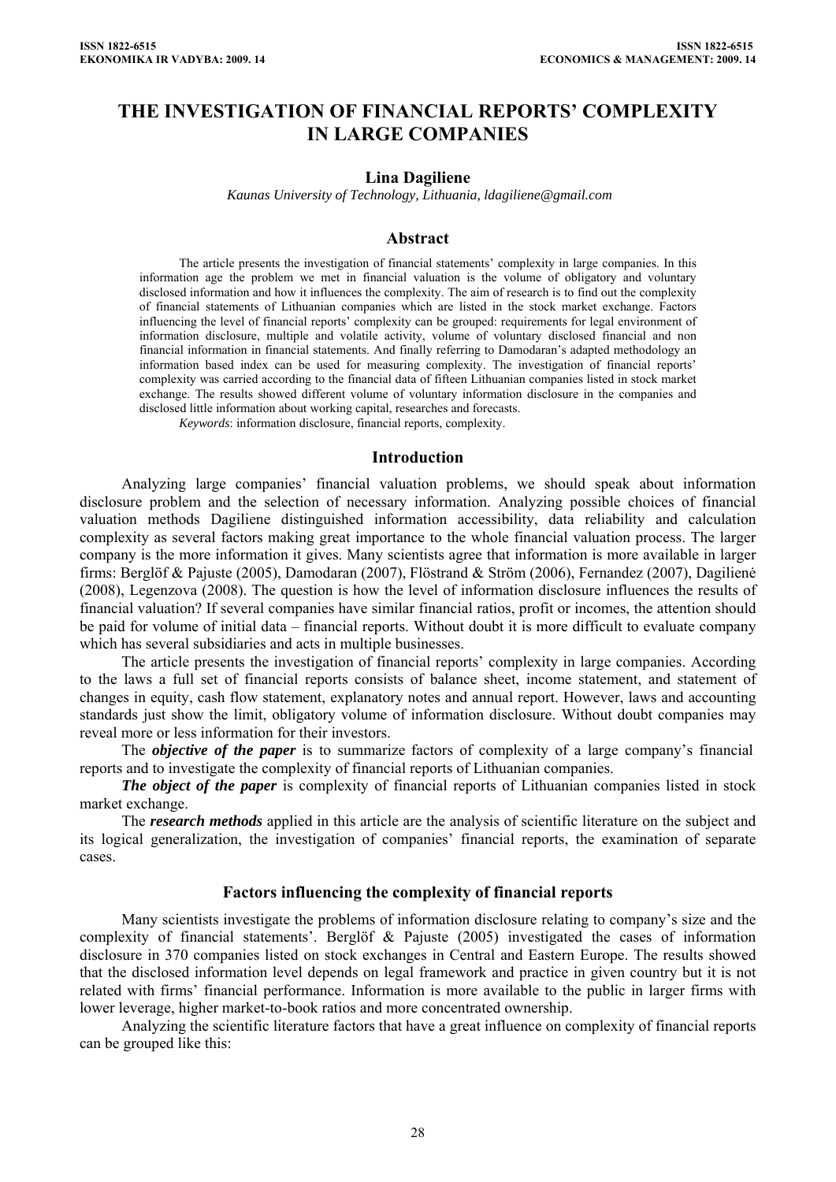# THE INVESTIGATION OF FINANCIAL REPORTS' COMPLEXITY IN LARGE COMPANIES

**Lina Dagiliene**

*Kaunas University of Technology, Lithuania, ldagiliene@gmail.com*

## Abstract

The article presents the investigation of financial statements' complexity in large companies. In this information age the problem we met in financial valuation is the volume of obligatory and voluntary disclosed information and how it influences the complexity. The aim of research is to find out the complexity of financial statements of Lithuanian companies which are listed in the stock market exchange. Factors influencing the level of financial reports' complexity can be grouped: requirements for legal environment of information disclosure, multiple and volatile activity, volume of voluntary disclosed financial and non financial information in financial statements. And finally referring to Damodaran's adapted methodology an information based index can be used for measuring complexity. The investigation of financial reports' complexity was carried according to the financial data of fifteen Lithuanian companies listed in stock market exchange. The results showed different volume of voluntary information disclosure in the companies and disclosed little information about working capital, researches and forecasts.

*Keywords*: information disclosure, financial reports, complexity.

## Introduction

Analyzing large companies' financial valuation problems, we should speak about information disclosure problem and the selection of necessary information. Analyzing possible choices of financial valuation methods Dagiliene distinguished information accessibility, data reliability and calculation complexity as several factors making great importance to the whole financial valuation process. The larger company is the more information it gives. Many scientists agree that information is more available in larger firms: Berglöf & Pajuste (2005), Damodaran (2007), Flöstrand & Ström (2006), Fernandez (2007), Dagilienė (2008), Legenzova (2008). The question is how the level of information disclosure influences the results of financial valuation? If several companies have similar financial ratios, profit or incomes, the attention should be paid for volume of initial data – financial reports. Without doubt it is more difficult to evaluate company which has several subsidiaries and acts in multiple businesses.

The article presents the investigation of financial reports' complexity in large companies. According to the laws a full set of financial reports consists of balance sheet, income statement, and statement of changes in equity, cash flow statement, explanatory notes and annual report. However, laws and accounting standards just show the limit, obligatory volume of information disclosure. Without doubt companies may reveal more or less information for their investors.

The ***objective of the paper*** is to summarize factors of complexity of a large company's financial reports and to investigate the complexity of financial reports of Lithuanian companies.

***The object of the paper*** is complexity of financial reports of Lithuanian companies listed in stock market exchange.

The ***research methods*** applied in this article are the analysis of scientific literature on the subject and its logical generalization, the investigation of companies' financial reports, the examination of separate cases.

## Factors influencing the complexity of financial reports

Many scientists investigate the problems of information disclosure relating to company's size and the complexity of financial statements'. Berglöf & Pajuste (2005) investigated the cases of information disclosure in 370 companies listed on stock exchanges in Central and Eastern Europe. The results showed that the disclosed information level depends on legal framework and practice in given country but it is not related with firms' financial performance. Information is more available to the public in larger firms with lower leverage, higher market-to-book ratios and more concentrated ownership.

Analyzing the scientific literature factors that have a great influence on complexity of financial reports can be grouped like this: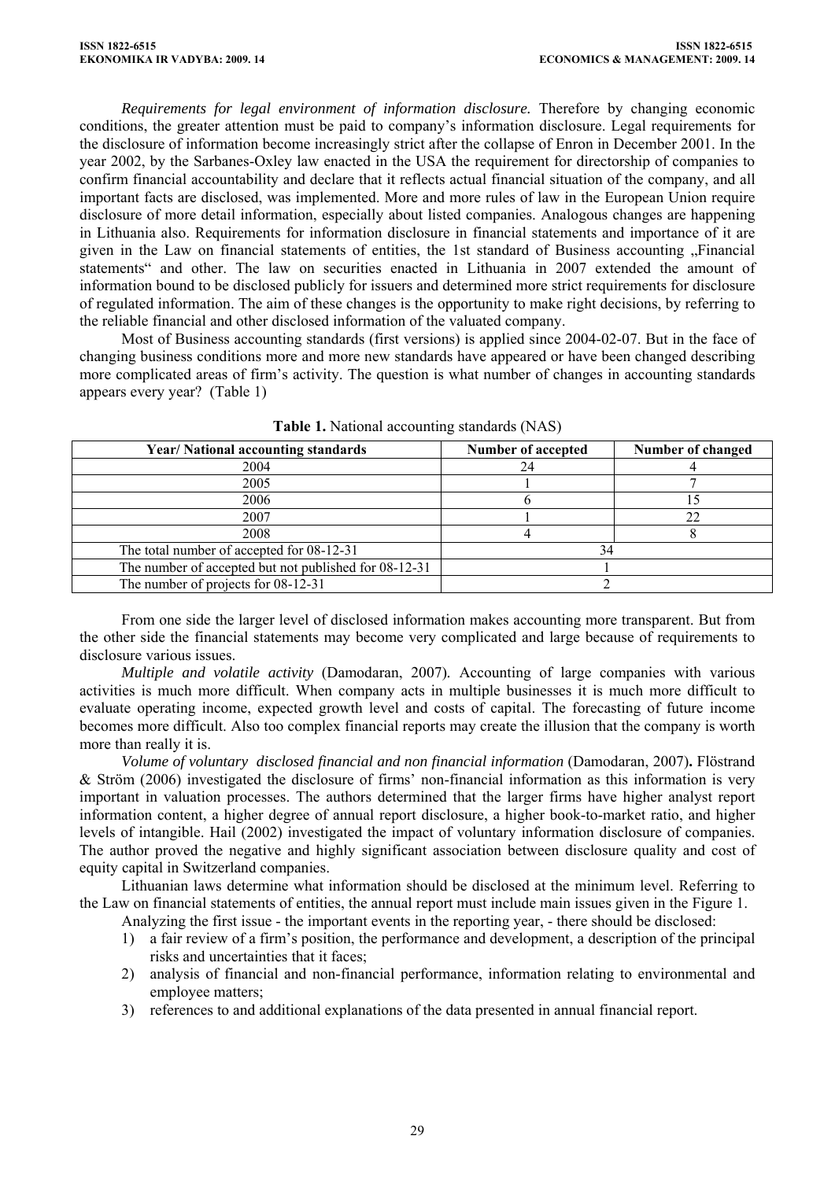*Requirements for legal environment of information disclosure.* Therefore by changing economic conditions, the greater attention must be paid to company's information disclosure. Legal requirements for the disclosure of information become increasingly strict after the collapse of Enron in December 2001. In the year 2002, by the Sarbanes-Oxley law enacted in the USA the requirement for directorship of companies to confirm financial accountability and declare that it reflects actual financial situation of the company, and all important facts are disclosed, was implemented. More and more rules of law in the European Union require disclosure of more detail information, especially about listed companies. Analogous changes are happening in Lithuania also. Requirements for information disclosure in financial statements and importance of it are given in the Law on financial statements of entities, the 1st standard of Business accounting „Financial statements" and other. The law on securities enacted in Lithuania in 2007 extended the amount of information bound to be disclosed publicly for issuers and determined more strict requirements for disclosure of regulated information. The aim of these changes is the opportunity to make right decisions, by referring to the reliable financial and other disclosed information of the valuated company.

Most of Business accounting standards (first versions) is applied since 2004-02-07. But in the face of changing business conditions more and more new standards have appeared or have been changed describing more complicated areas of firm's activity. The question is what number of changes in accounting standards appears every year? (Table 1)

**Table 1.** National accounting standards (NAS)

| Year/ National accounting standards | Number of accepted | Number of changed |
|---|---|---|
| 2004 | 24 | 4 |
| 2005 | 1 | 7 |
| 2006 | 6 | 15 |
| 2007 | 1 | 22 |
| 2008 | 4 | 8 |
| The total number of accepted for 08-12-31 | 34 | |
| The number of accepted but not published for 08-12-31 | 1 | |
| The number of projects for 08-12-31 | 2 | |

From one side the larger level of disclosed information makes accounting more transparent. But from the other side the financial statements may become very complicated and large because of requirements to disclosure various issues.

*Multiple and volatile activity* (Damodaran, 2007). Accounting of large companies with various activities is much more difficult. When company acts in multiple businesses it is much more difficult to evaluate operating income, expected growth level and costs of capital. The forecasting of future income becomes more difficult. Also too complex financial reports may create the illusion that the company is worth more than really it is.

*Volume of voluntary disclosed financial and non financial information* (Damodaran, 2007)**.** Flöstrand & Ström (2006) investigated the disclosure of firms' non-financial information as this information is very important in valuation processes. The authors determined that the larger firms have higher analyst report information content, a higher degree of annual report disclosure, a higher book-to-market ratio, and higher levels of intangible. Hail (2002) investigated the impact of voluntary information disclosure of companies. The author proved the negative and highly significant association between disclosure quality and cost of equity capital in Switzerland companies.

Lithuanian laws determine what information should be disclosed at the minimum level. Referring to the Law on financial statements of entities, the annual report must include main issues given in the Figure 1.

Analyzing the first issue - the important events in the reporting year, - there should be disclosed:

1) a fair review of a firm's position, the performance and development, a description of the principal risks and uncertainties that it faces;
2) analysis of financial and non-financial performance, information relating to environmental and employee matters;
3) references to and additional explanations of the data presented in annual financial report.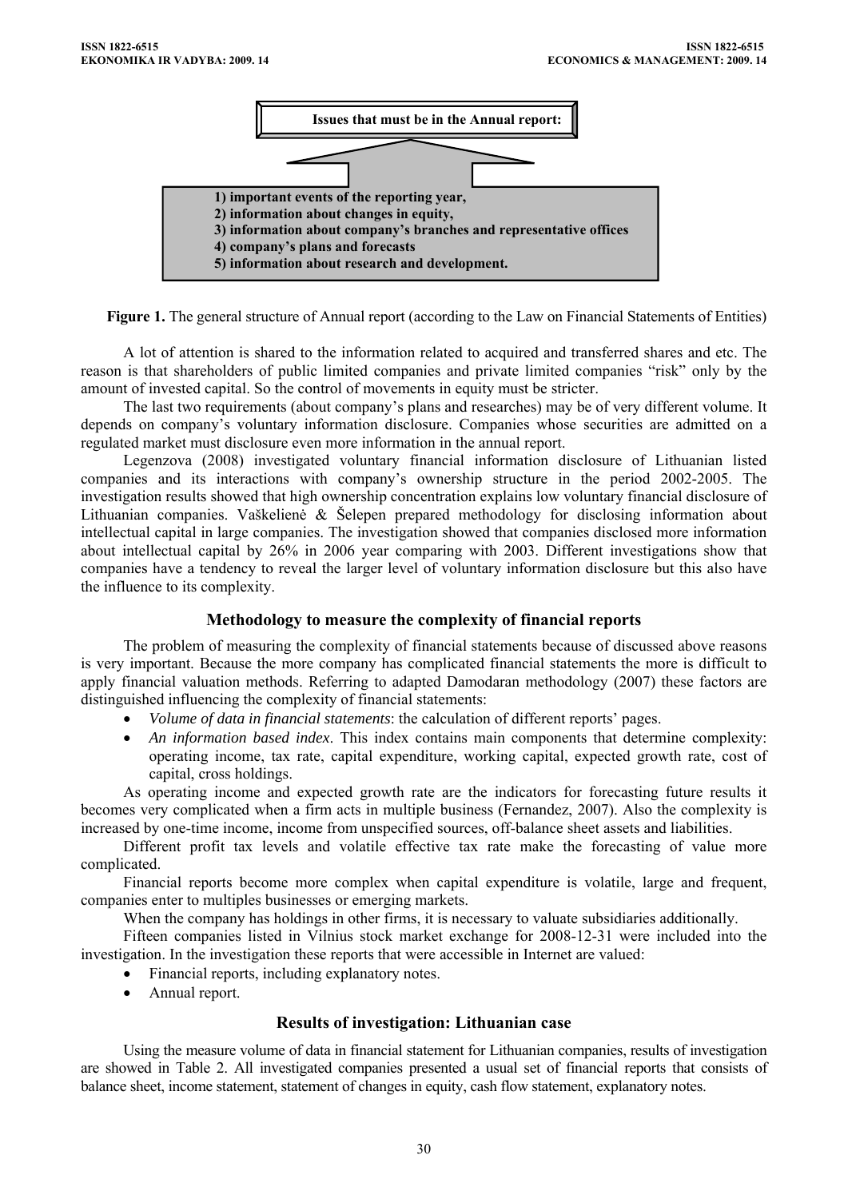**Issues that must be in the Annual report:**

1) important events of the reporting year,
2) information about changes in equity,
3) information about company's branches and representative offices
4) company's plans and forecasts
5) information about research and development.

**Figure 1.** The general structure of Annual report (according to the Law on Financial Statements of Entities)

A lot of attention is shared to the information related to acquired and transferred shares and etc. The reason is that shareholders of public limited companies and private limited companies "risk" only by the amount of invested capital. So the control of movements in equity must be stricter.

The last two requirements (about company's plans and researches) may be of very different volume. It depends on company's voluntary information disclosure. Companies whose securities are admitted on a regulated market must disclosure even more information in the annual report.

Legenzova (2008) investigated voluntary financial information disclosure of Lithuanian listed companies and its interactions with company's ownership structure in the period 2002-2005. The investigation results showed that high ownership concentration explains low voluntary financial disclosure of Lithuanian companies. Vaškelienė & Šelepen prepared methodology for disclosing information about intellectual capital in large companies. The investigation showed that companies disclosed more information about intellectual capital by 26% in 2006 year comparing with 2003. Different investigations show that companies have a tendency to reveal the larger level of voluntary information disclosure but this also have the influence to its complexity.

## Methodology to measure the complexity of financial reports

The problem of measuring the complexity of financial statements because of discussed above reasons is very important. Because the more company has complicated financial statements the more is difficult to apply financial valuation methods. Referring to adapted Damodaran methodology (2007) these factors are distinguished influencing the complexity of financial statements:

- *Volume of data in financial statements*: the calculation of different reports' pages.
- *An information based index*. This index contains main components that determine complexity: operating income, tax rate, capital expenditure, working capital, expected growth rate, cost of capital, cross holdings.

As operating income and expected growth rate are the indicators for forecasting future results it becomes very complicated when a firm acts in multiple business (Fernandez, 2007). Also the complexity is increased by one-time income, income from unspecified sources, off-balance sheet assets and liabilities.

Different profit tax levels and volatile effective tax rate make the forecasting of value more complicated.

Financial reports become more complex when capital expenditure is volatile, large and frequent, companies enter to multiples businesses or emerging markets.

When the company has holdings in other firms, it is necessary to valuate subsidiaries additionally.

Fifteen companies listed in Vilnius stock market exchange for 2008-12-31 were included into the investigation. In the investigation these reports that were accessible in Internet are valued:

- Financial reports, including explanatory notes.
- Annual report.

## Results of investigation: Lithuanian case

Using the measure volume of data in financial statement for Lithuanian companies, results of investigation are showed in Table 2. All investigated companies presented a usual set of financial reports that consists of balance sheet, income statement, statement of changes in equity, cash flow statement, explanatory notes.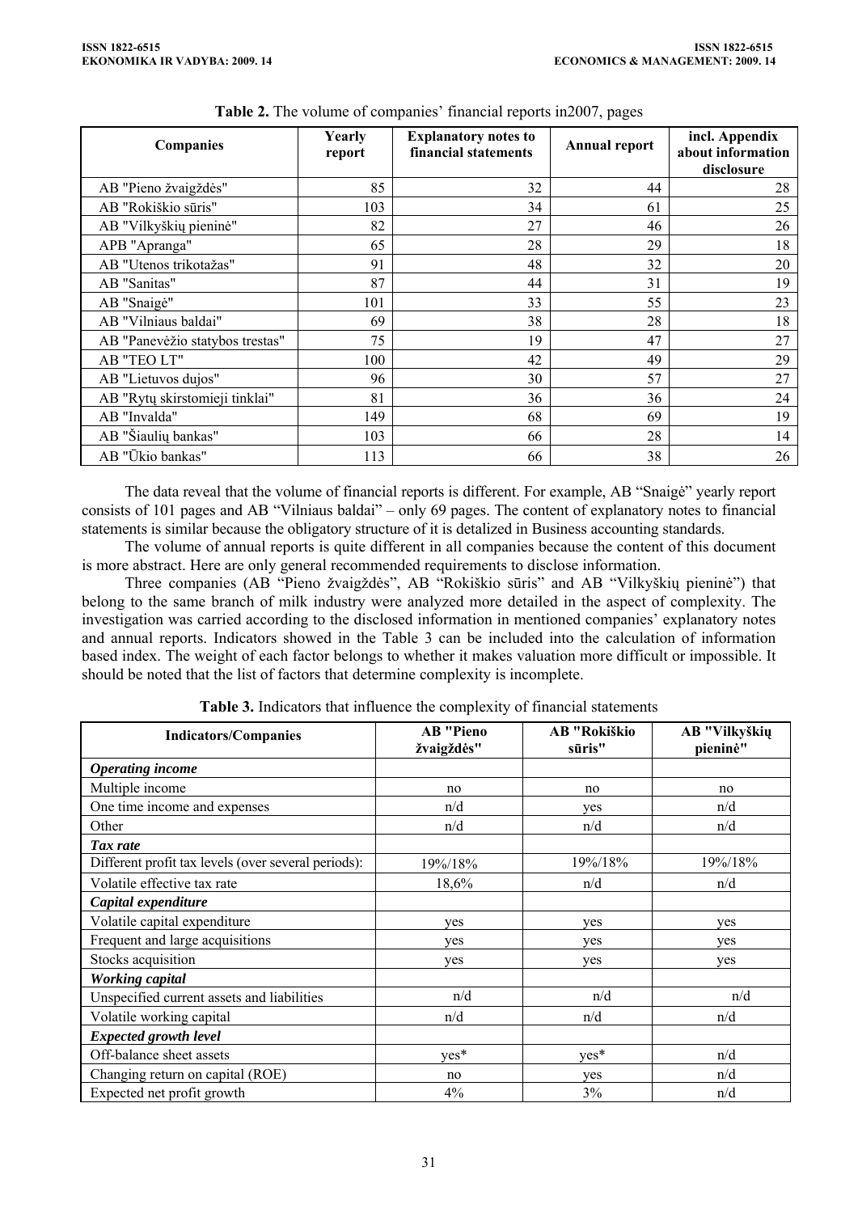**Table 2.** The volume of companies' financial reports in2007, pages

| Companies | Yearly report | Explanatory notes to financial statements | Annual report | incl. Appendix about information disclosure |
|---|---|---|---|---|
| AB "Pieno žvaigždės" | 85 | 32 | 44 | 28 |
| AB "Rokiškio sūris" | 103 | 34 | 61 | 25 |
| AB "Vilkyškių pieninė" | 82 | 27 | 46 | 26 |
| APB "Apranga" | 65 | 28 | 29 | 18 |
| AB "Utenos trikotažas" | 91 | 48 | 32 | 20 |
| AB "Sanitas" | 87 | 44 | 31 | 19 |
| AB "Snaigė" | 101 | 33 | 55 | 23 |
| AB "Vilniaus baldai" | 69 | 38 | 28 | 18 |
| AB "Panevėžio statybos trestas" | 75 | 19 | 47 | 27 |
| AB "TEO LT" | 100 | 42 | 49 | 29 |
| AB "Lietuvos dujos" | 96 | 30 | 57 | 27 |
| AB "Rytų skirstomieji tinklai" | 81 | 36 | 36 | 24 |
| AB "Invalda" | 149 | 68 | 69 | 19 |
| AB "Šiaulių bankas" | 103 | 66 | 28 | 14 |
| AB "Ūkio bankas" | 113 | 66 | 38 | 26 |

The data reveal that the volume of financial reports is different. For example, AB "Snaigė" yearly report consists of 101 pages and AB "Vilniaus baldai" – only 69 pages. The content of explanatory notes to financial statements is similar because the obligatory structure of it is detalized in Business accounting standards.

The volume of annual reports is quite different in all companies because the content of this document is more abstract. Here are only general recommended requirements to disclose information.

Three companies (AB "Pieno žvaigždės", AB "Rokiškio sūris" and AB "Vilkyškių pieninė") that belong to the same branch of milk industry were analyzed more detailed in the aspect of complexity. The investigation was carried according to the disclosed information in mentioned companies' explanatory notes and annual reports. Indicators showed in the Table 3 can be included into the calculation of information based index. The weight of each factor belongs to whether it makes valuation more difficult or impossible. It should be noted that the list of factors that determine complexity is incomplete.

**Table 3.** Indicators that influence the complexity of financial statements

| Indicators/Companies | AB "Pieno žvaigždės" | AB "Rokiškio sūris" | AB "Vilkyškių pieninė" |
|---|---|---|---|
| ***Operating income*** | | | |
| Multiple income | no | no | no |
| One time income and expenses | n/d | yes | n/d |
| Other | n/d | n/d | n/d |
| ***Tax rate*** | | | |
| Different profit tax levels (over several periods): | 19%/18% | 19%/18% | 19%/18% |
| Volatile effective tax rate | 18,6% | n/d | n/d |
| ***Capital expenditure*** | | | |
| Volatile capital expenditure | yes | yes | yes |
| Frequent and large acquisitions | yes | yes | yes |
| Stocks acquisition | yes | yes | yes |
| ***Working capital*** | | | |
| Unspecified current assets and liabilities | n/d | n/d | n/d |
| Volatile working capital | n/d | n/d | n/d |
| ***Expected growth level*** | | | |
| Off-balance sheet assets | yes* | yes* | n/d |
| Changing return on capital (ROE) | no | yes | n/d |
| Expected net profit growth | 4% | 3% | n/d |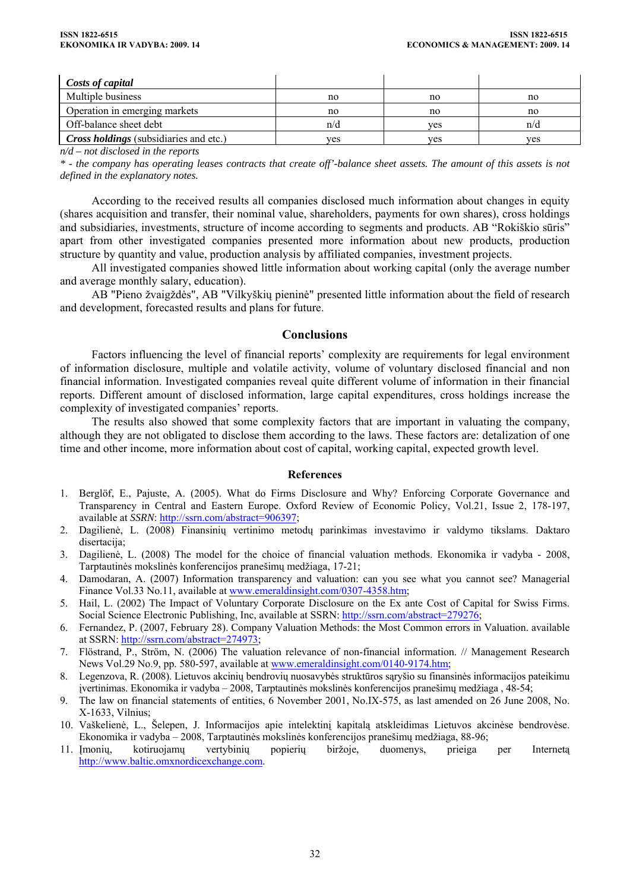| | | | |
|---|---|---|---|
| ***Costs of capital*** | | | |
| Multiple business | no | no | no |
| Operation in emerging markets | no | no | no |
| Off-balance sheet debt | n/d | yes | n/d |
| ***Cross holdings*** (subsidiaries and etc.) | yes | yes | yes |

*n/d – not disclosed in the reports*

*\* - the company has operating leases contracts that create off'-balance sheet assets. The amount of this assets is not defined in the explanatory notes.*

According to the received results all companies disclosed much information about changes in equity (shares acquisition and transfer, their nominal value, shareholders, payments for own shares), cross holdings and subsidiaries, investments, structure of income according to segments and products. AB "Rokiškio sūris" apart from other investigated companies presented more information about new products, production structure by quantity and value, production analysis by affiliated companies, investment projects.

All investigated companies showed little information about working capital (only the average number and average monthly salary, education).

AB "Pieno žvaigždės", AB "Vilkyškių pieninė" presented little information about the field of research and development, forecasted results and plans for future.

## Conclusions

Factors influencing the level of financial reports' complexity are requirements for legal environment of information disclosure, multiple and volatile activity, volume of voluntary disclosed financial and non financial information. Investigated companies reveal quite different volume of information in their financial reports. Different amount of disclosed information, large capital expenditures, cross holdings increase the complexity of investigated companies' reports.

The results also showed that some complexity factors that are important in valuating the company, although they are not obligated to disclose them according to the laws. These factors are: detalization of one time and other income, more information about cost of capital, working capital, expected growth level.

## References

1. Berglöf, E., Pajuste, A. (2005). What do Firms Disclosure and Why? Enforcing Corporate Governance and Transparency in Central and Eastern Europe. Oxford Review of Economic Policy, Vol.21, Issue 2, 178-197, available at *SSRN*: http://ssrn.com/abstract=906397;
2. Dagilienė, L. (2008) Finansinių vertinimo metodų parinkimas investavimo ir valdymo tikslams. Daktaro disertacija;
3. Dagilienė, L. (2008) The model for the choice of financial valuation methods. Ekonomika ir vadyba - 2008, Tarptautinės mokslinės konferencijos pranešimų medžiaga, 17-21;
4. Damodaran, A. (2007) Information transparency and valuation: can you see what you cannot see? Managerial Finance Vol.33 No.11, available at www.emeraldinsight.com/0307-4358.htm;
5. Hail, L. (2002) The Impact of Voluntary Corporate Disclosure on the Ex ante Cost of Capital for Swiss Firms. Social Science Electronic Publishing, Inc, available at SSRN: http://ssrn.com/abstract=279276;
6. Fernandez, P. (2007, February 28). Company Valuation Methods: the Most Common errors in Valuation. available at SSRN: http://ssrn.com/abstract=274973;
7. Flöstrand, P., Ström, N. (2006) The valuation relevance of non-financial information. // Management Research News Vol.29 No.9, pp. 580-597, available at www.emeraldinsight.com/0140-9174.htm;
8. Legenzova, R. (2008). Lietuvos akcinių bendrovių nuosavybės struktūros sąryšio su finansinės informacijos pateikimu įvertinimas. Ekonomika ir vadyba – 2008, Tarptautinės mokslinės konferencijos pranešimų medžiaga , 48-54;
9. The law on financial statements of entities, 6 November 2001, No.IX-575, as last amended on 26 June 2008, No. X-1633, Vilnius;
10. Vaškelienė, L., Šelepen, J. Informacijos apie intelektinį kapitalą atskleidimas Lietuvos akcinėse bendrovėse. Ekonomika ir vadyba – 2008, Tarptautinės mokslinės konferencijos pranešimų medžiaga, 88-96;
11. Įmonių, kotiruojamų vertybinių popierių biržoje, duomenys, prieiga per Internetą http://www.baltic.omxnordicexchange.com.